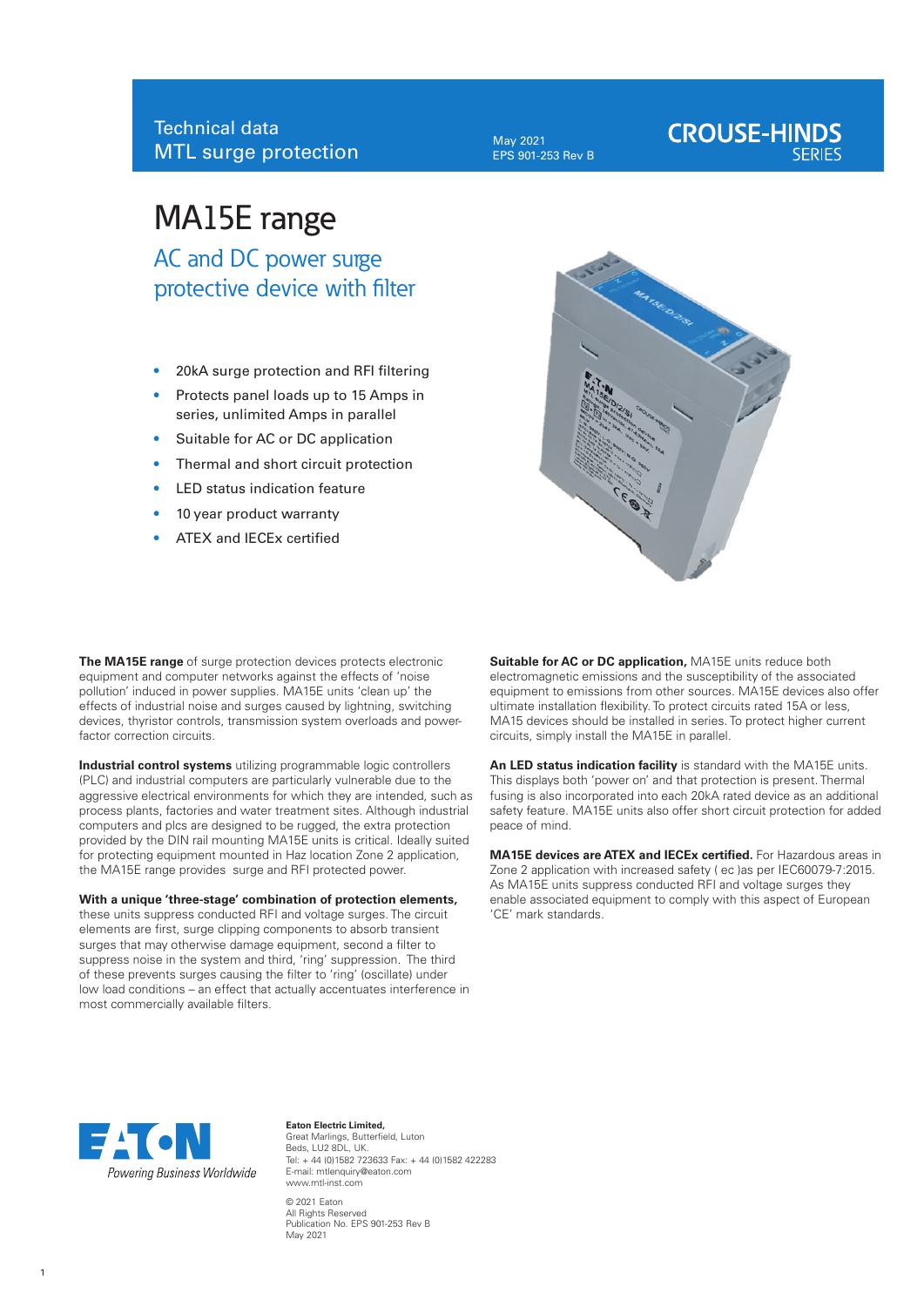Technical data
MTL surge protection

May 2021
EPS 901-253 Rev B

CROUSE-HINDS SERIES

# MA15E range

## AC and DC power surge protective device with filter

- 20kA surge protection and RFI filtering
- Protects panel loads up to 15 Amps in series, unlimited Amps in parallel
- Suitable for AC or DC application
- Thermal and short circuit protection
- LED status indication feature
- 10 year product warranty
- ATEX and IECEx certified

**The MA15E range** of surge protection devices protects electronic equipment and computer networks against the effects of 'noise pollution' induced in power supplies. MA15E units 'clean up' the effects of industrial noise and surges caused by lightning, switching devices, thyristor controls, transmission system overloads and power-factor correction circuits.

**Industrial control systems** utilizing programmable logic controllers (PLC) and industrial computers are particularly vulnerable due to the aggressive electrical environments for which they are intended, such as process plants, factories and water treatment sites. Although industrial computers and plcs are designed to be rugged, the extra protection provided by the DIN rail mounting MA15E units is critical. Ideally suited for protecting equipment mounted in Haz location Zone 2 application, the MA15E range provides surge and RFI protected power.

**With a unique 'three-stage' combination of protection elements,** these units suppress conducted RFI and voltage surges. The circuit elements are first, surge clipping components to absorb transient surges that may otherwise damage equipment, second a filter to suppress noise in the system and third, 'ring' suppression. The third of these prevents surges causing the filter to 'ring' (oscillate) under low load conditions – an effect that actually accentuates interference in most commercially available filters.

**Suitable for AC or DC application,** MA15E units reduce both electromagnetic emissions and the susceptibility of the associated equipment to emissions from other sources. MA15E devices also offer ultimate installation flexibility. To protect circuits rated 15A or less, MA15 devices should be installed in series. To protect higher current circuits, simply install the MA15E in parallel.

**An LED status indication facility** is standard with the MA15E units. This displays both 'power on' and that protection is present. Thermal fusing is also incorporated into each 20kA rated device as an additional safety feature. MA15E units also offer short circuit protection for added peace of mind.

**MA15E devices are ATEX and IECEx certified.** For Hazardous areas in Zone 2 application with increased safety ( ec )as per IEC60079-7:2015. As MA15E units suppress conducted RFI and voltage surges they enable associated equipment to comply with this aspect of European 'CE' mark standards.

EATON
Powering Business Worldwide

**Eaton Electric Limited,**
Great Marlings, Butterfield, Luton
Beds, LU2 8DL, UK.
Tel: + 44 (0)1582 723633 Fax: + 44 (0)1582 422283
E-mail: mtlenquiry@eaton.com
www.mtl-inst.com

© 2021 Eaton
All Rights Reserved
Publication No. EPS 901-253 Rev B
May 2021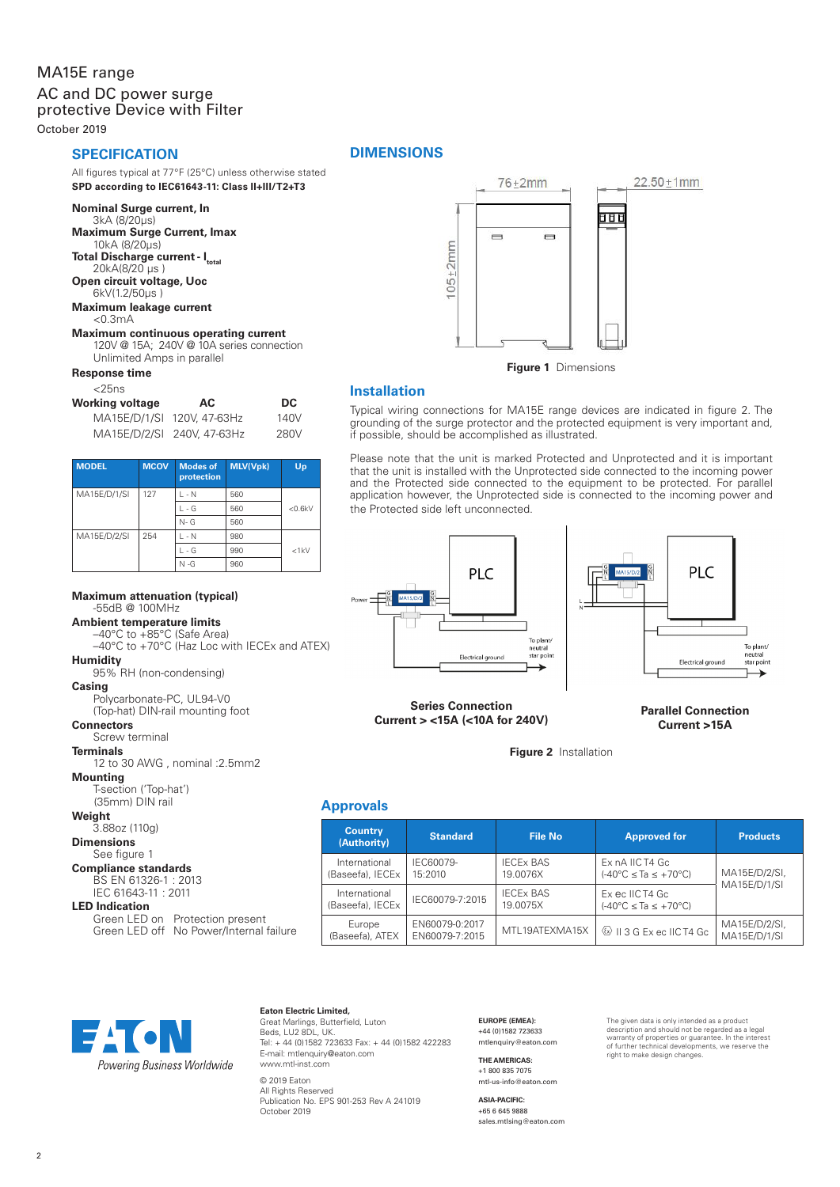# MA15E range

## AC and DC power surge protective Device with Filter

October 2019

## SPECIFICATION

All figures typical at 77°F (25°C) unless otherwise stated

**SPD according to IEC61643-11: Class II+III/T2+T3**

**Nominal Surge current, In**
3kA (8/20µs)

**Maximum Surge Current, Imax**
10kA (8/20µs)

**Total Discharge current - $I_{total}$**
20kA(8/20 µs )

**Open circuit voltage, Uoc**
6kV(1.2/50µs )

**Maximum leakage current**
<0.3mA

**Maximum continuous operating current**
120V @ 15A; 240V @ 10A series connection
Unlimited Amps in parallel

**Response time**
<25ns

| **Working voltage** | **AC** | **DC** |
|---|---|---|
| MA15E/D/1/SI | 120V, 47-63Hz | 140V |
| MA15E/D/2/SI | 240V, 47-63Hz | 280V |

| MODEL | MCOV | Modes of protection | MLV(Vpk) | Up |
|---|---|---|---|---|
| MA15E/D/1/SI | 127 | L - N | 560 | <0.6kV |
| | | L - G | 560 | |
| | | N- G | 560 | |
| MA15E/D/2/SI | 254 | L - N | 980 | <1kV |
| | | L - G | 990 | |
| | | N -G | 960 | |

**Maximum attenuation (typical)**
-55dB @ 100MHz

**Ambient temperature limits**
–40°C to +85°C (Safe Area)
–40°C to +70°C (Haz Loc with IECEx and ATEX)

**Humidity**
95% RH (non-condensing)

**Casing**
Polycarbonate-PC, UL94-V0
(Top-hat) DIN-rail mounting foot

**Connectors**
Screw terminal

**Terminals**
12 to 30 AWG , nominal :2.5mm2

**Mounting**
T-section ('Top-hat')
(35mm) DIN rail

**Weight**
3.88oz (110g)

**Dimensions**
See figure 1

**Compliance standards**
BS EN 61326-1 : 2013
IEC 61643-11 : 2011

**LED Indication**
Green LED on Protection present
Green LED off No Power/Internal failure

## DIMENSIONS

76±2mm
22.50±1mm
105±2mm

**Figure 1** Dimensions

## Installation

Typical wiring connections for MA15E range devices are indicated in figure 2. The grounding of the surge protector and the protected equipment is very important and, if possible, should be accomplished as illustrated.

Please note that the unit is marked Protected and Unprotected and it is important that the unit is installed with the Unprotected side connected to the incoming power and the Protected side connected to the equipment to be protected. For parallel application however, the Unprotected side is connected to the incoming power and the Protected side left unconnected.

Power
MA15/D/2
PLC
Electrical ground
To plant/ neutral star point

**Series Connection**
**Current > <15A (<10A for 240V)**

L
N
MA15/D/2
PLC
Electrical ground
To plant/ neutral star point

**Parallel Connection**
**Current >15A**

**Figure 2** Installation

## Approvals

| Country (Authority) | Standard | File No | Approved for | Products |
|---|---|---|---|---|
| International (Baseefa), IECEx | IEC60079-15:2010 | IECEx BAS 19.0076X | Ex nA IIC T4 Gc (-40°C ≤ Ta ≤ +70°C) | MA15E/D/2/SI, MA15E/D/1/SI |
| International (Baseefa), IECEx | IEC60079-7:2015 | IECEx BAS 19.0075X | Ex ec IIC T4 Gc (-40°C ≤ Ta ≤ +70°C) | |
| Europe (Baseefa), ATEX | EN60079-0:2017 EN60079-7:2015 | MTL19ATEXMA15X | Ⓔx II 3 G Ex ec IIC T4 Gc | MA15E/D/2/SI, MA15E/D/1/SI |

EATON
*Powering Business Worldwide*

**Eaton Electric Limited,**
Great Marlings, Butterfield, Luton
Beds, LU2 8DL, UK.
Tel: + 44 (0)1582 723633 Fax: + 44 (0)1582 422283
E-mail: mtlenquiry@eaton.com
www.mtl-inst.com

© 2019 Eaton
All Rights Reserved
Publication No. EPS 901-253 Rev A 241019
October 2019

**EUROPE (EMEA):**
+44 (0)1582 723633
mtlenquiry@eaton.com

**THE AMERICAS:**
+1 800 835 7075
mtl-us-info@eaton.com

**ASIA-PACIFIC:**
+65 6 645 9888
sales.mtlsing@eaton.com

The given data is only intended as a product description and should not be regarded as a legal warranty of properties or guarantee. In the interest of further technical developments, we reserve the right to make design changes.